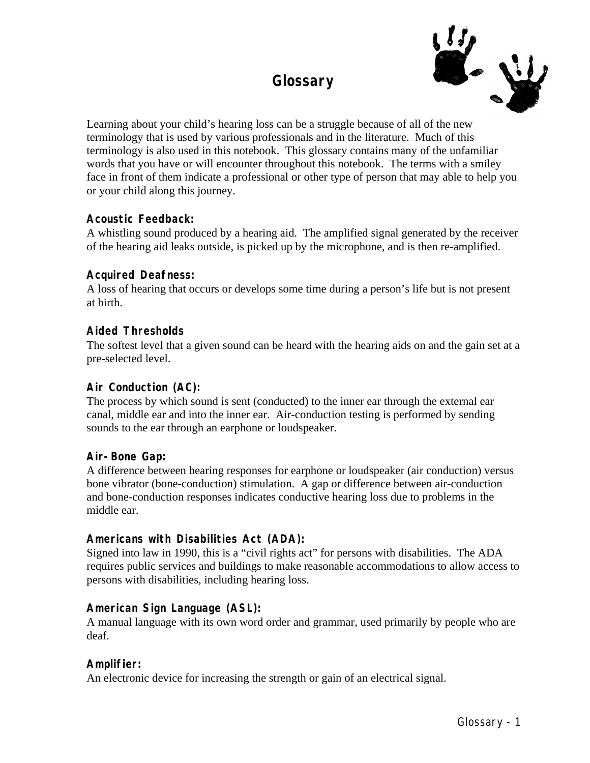# Glossary

Learning about your child's hearing loss can be a struggle because of all of the new terminology that is used by various professionals and in the literature. Much of this terminology is also used in this notebook. This glossary contains many of the unfamiliar words that you have or will encounter throughout this notebook. The terms with a smiley face in front of them indicate a professional or other type of person that may able to help you or your child along this journey.

**Acoustic Feedback:**
A whistling sound produced by a hearing aid. The amplified signal generated by the receiver of the hearing aid leaks outside, is picked up by the microphone, and is then re-amplified.

**Acquired Deafness:**
A loss of hearing that occurs or develops some time during a person's life but is not present at birth.

**Aided Thresholds**
The softest level that a given sound can be heard with the hearing aids on and the gain set at a pre-selected level.

**Air Conduction (AC):**
The process by which sound is sent (conducted) to the inner ear through the external ear canal, middle ear and into the inner ear. Air-conduction testing is performed by sending sounds to the ear through an earphone or loudspeaker.

**Air-Bone Gap:**
A difference between hearing responses for earphone or loudspeaker (air conduction) versus bone vibrator (bone-conduction) stimulation. A gap or difference between air-conduction and bone-conduction responses indicates conductive hearing loss due to problems in the middle ear.

**Americans with Disabilities Act (ADA):**
Signed into law in 1990, this is a "civil rights act" for persons with disabilities. The ADA requires public services and buildings to make reasonable accommodations to allow access to persons with disabilities, including hearing loss.

**American Sign Language (ASL):**
A manual language with its own word order and grammar, used primarily by people who are deaf.

**Amplifier:**
An electronic device for increasing the strength or gain of an electrical signal.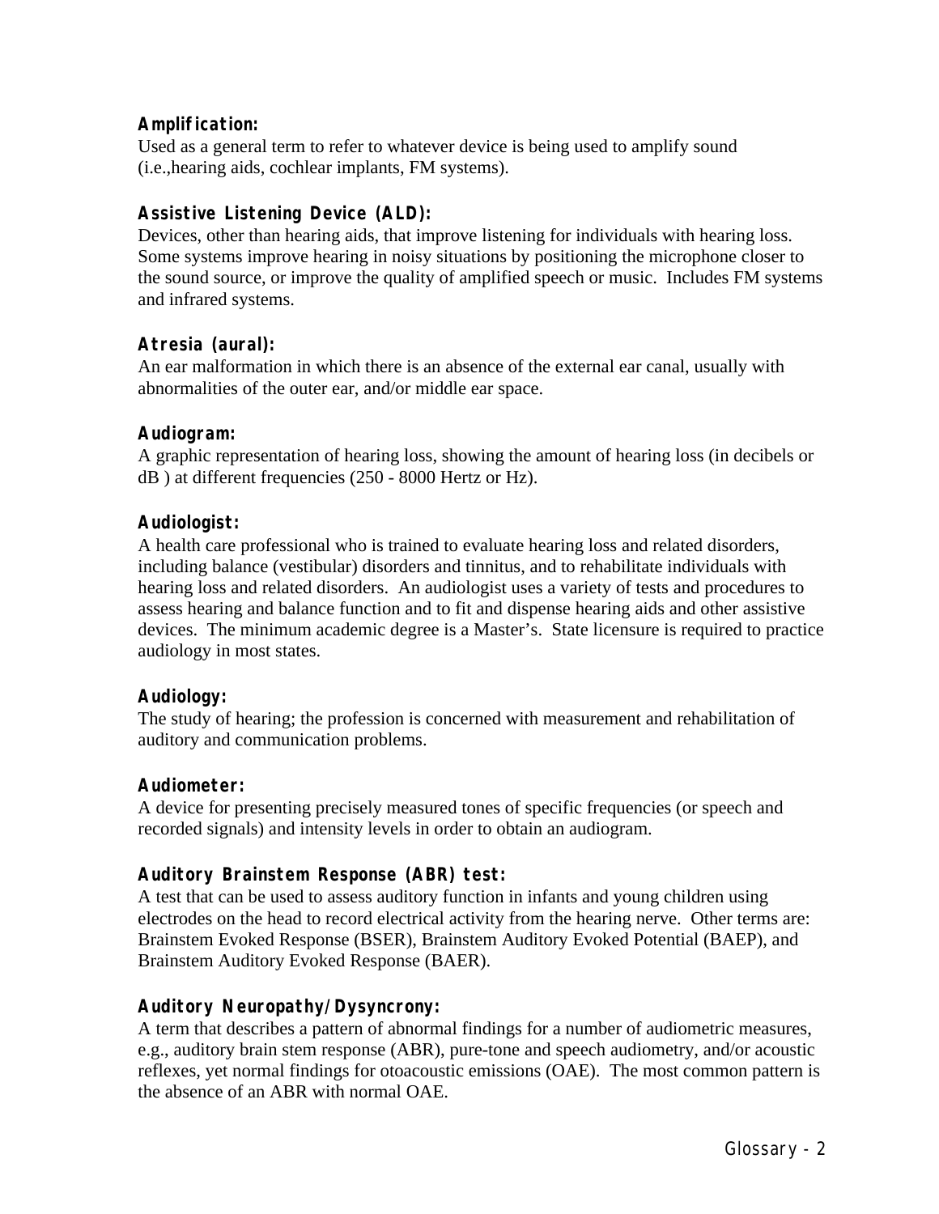**Amplification:**
Used as a general term to refer to whatever device is being used to amplify sound (i.e.,hearing aids, cochlear implants, FM systems).

**Assistive Listening Device (ALD):**
Devices, other than hearing aids, that improve listening for individuals with hearing loss. Some systems improve hearing in noisy situations by positioning the microphone closer to the sound source, or improve the quality of amplified speech or music. Includes FM systems and infrared systems.

**Atresia (aural):**
An ear malformation in which there is an absence of the external ear canal, usually with abnormalities of the outer ear, and/or middle ear space.

**Audiogram:**
A graphic representation of hearing loss, showing the amount of hearing loss (in decibels or dB ) at different frequencies (250 - 8000 Hertz or Hz).

**Audiologist:**
A health care professional who is trained to evaluate hearing loss and related disorders, including balance (vestibular) disorders and tinnitus, and to rehabilitate individuals with hearing loss and related disorders. An audiologist uses a variety of tests and procedures to assess hearing and balance function and to fit and dispense hearing aids and other assistive devices. The minimum academic degree is a Master's. State licensure is required to practice audiology in most states.

**Audiology:**
The study of hearing; the profession is concerned with measurement and rehabilitation of auditory and communication problems.

**Audiometer:**
A device for presenting precisely measured tones of specific frequencies (or speech and recorded signals) and intensity levels in order to obtain an audiogram.

**Auditory Brainstem Response (ABR) test:**
A test that can be used to assess auditory function in infants and young children using electrodes on the head to record electrical activity from the hearing nerve. Other terms are: Brainstem Evoked Response (BSER), Brainstem Auditory Evoked Potential (BAEP), and Brainstem Auditory Evoked Response (BAER).

**Auditory Neuropathy/Dysyncrony:**
A term that describes a pattern of abnormal findings for a number of audiometric measures, e.g., auditory brain stem response (ABR), pure-tone and speech audiometry, and/or acoustic reflexes, yet normal findings for otoacoustic emissions (OAE). The most common pattern is the absence of an ABR with normal OAE.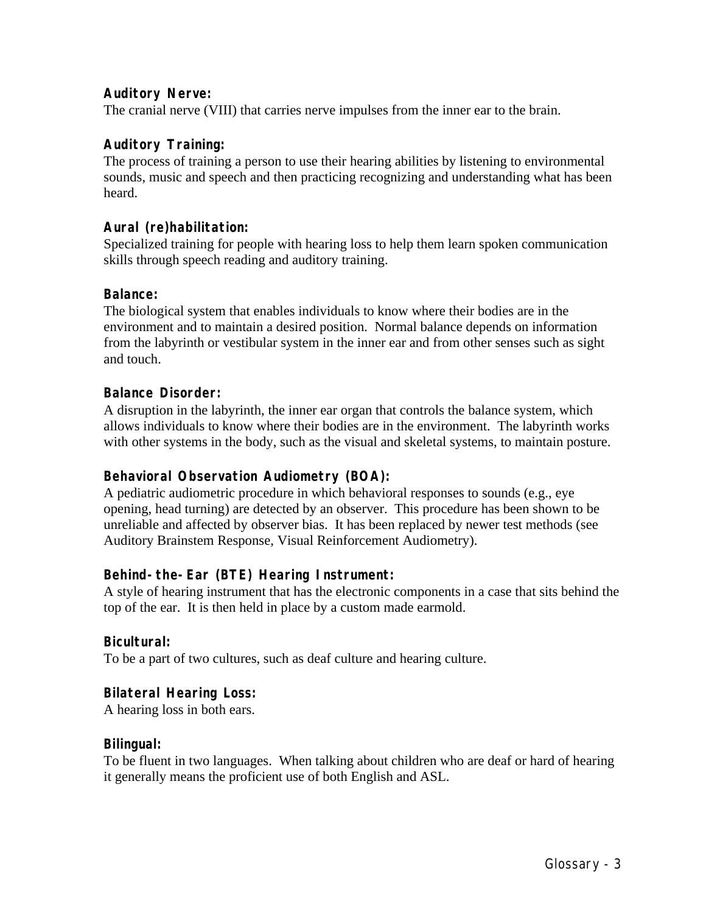**Auditory Nerve:**
The cranial nerve (VIII) that carries nerve impulses from the inner ear to the brain.

**Auditory Training:**
The process of training a person to use their hearing abilities by listening to environmental sounds, music and speech and then practicing recognizing and understanding what has been heard.

**Aural (re)habilitation:**
Specialized training for people with hearing loss to help them learn spoken communication skills through speech reading and auditory training.

**Balance:**
The biological system that enables individuals to know where their bodies are in the environment and to maintain a desired position. Normal balance depends on information from the labyrinth or vestibular system in the inner ear and from other senses such as sight and touch.

**Balance Disorder:**
A disruption in the labyrinth, the inner ear organ that controls the balance system, which allows individuals to know where their bodies are in the environment. The labyrinth works with other systems in the body, such as the visual and skeletal systems, to maintain posture.

**Behavioral Observation Audiometry (BOA):**
A pediatric audiometric procedure in which behavioral responses to sounds (e.g., eye opening, head turning) are detected by an observer. This procedure has been shown to be unreliable and affected by observer bias. It has been replaced by newer test methods (see Auditory Brainstem Response, Visual Reinforcement Audiometry).

**Behind-the-Ear (BTE) Hearing Instrument:**
A style of hearing instrument that has the electronic components in a case that sits behind the top of the ear. It is then held in place by a custom made earmold.

**Bicultural:**
To be a part of two cultures, such as deaf culture and hearing culture.

**Bilateral Hearing Loss:**
A hearing loss in both ears.

**Bilingual:**
To be fluent in two languages. When talking about children who are deaf or hard of hearing it generally means the proficient use of both English and ASL.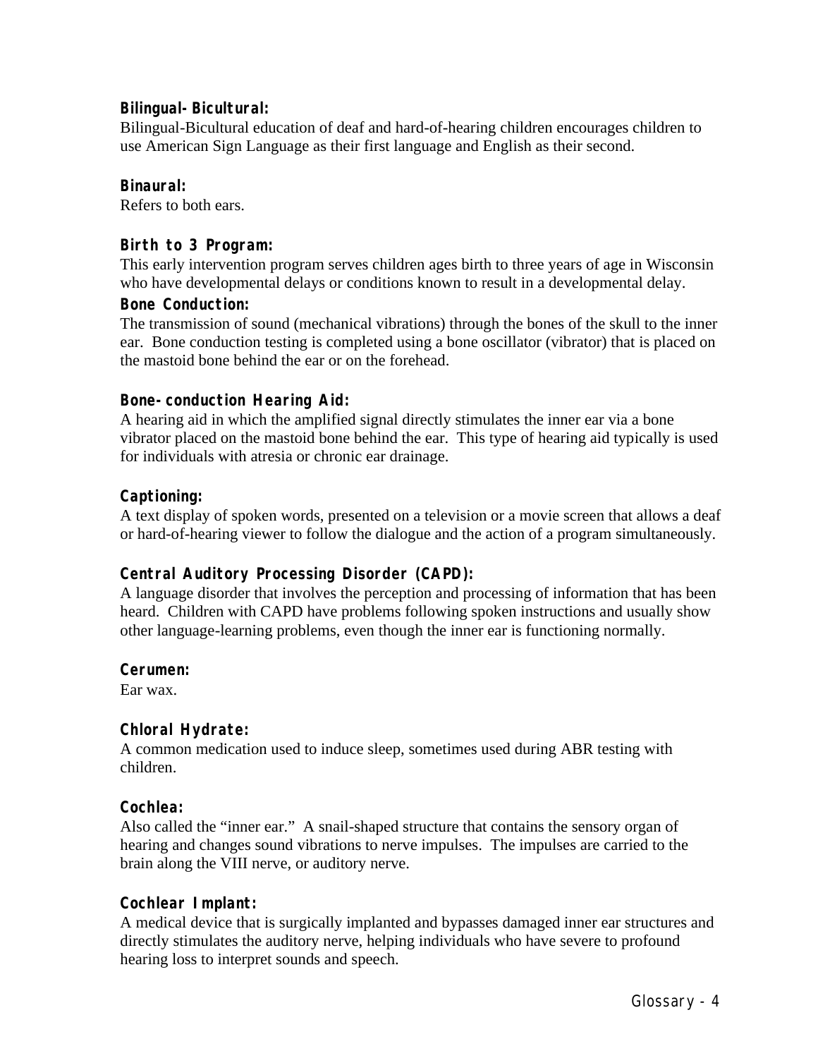**Bilingual-Bicultural:**
Bilingual-Bicultural education of deaf and hard-of-hearing children encourages children to use American Sign Language as their first language and English as their second.

**Binaural:**
Refers to both ears.

**Birth to 3 Program:**
This early intervention program serves children ages birth to three years of age in Wisconsin who have developmental delays or conditions known to result in a developmental delay.

**Bone Conduction:**
The transmission of sound (mechanical vibrations) through the bones of the skull to the inner ear. Bone conduction testing is completed using a bone oscillator (vibrator) that is placed on the mastoid bone behind the ear or on the forehead.

**Bone-conduction Hearing Aid:**
A hearing aid in which the amplified signal directly stimulates the inner ear via a bone vibrator placed on the mastoid bone behind the ear. This type of hearing aid typically is used for individuals with atresia or chronic ear drainage.

**Captioning:**
A text display of spoken words, presented on a television or a movie screen that allows a deaf or hard-of-hearing viewer to follow the dialogue and the action of a program simultaneously.

**Central Auditory Processing Disorder (CAPD):**
A language disorder that involves the perception and processing of information that has been heard. Children with CAPD have problems following spoken instructions and usually show other language-learning problems, even though the inner ear is functioning normally.

**Cerumen:**
Ear wax.

**Chloral Hydrate:**
A common medication used to induce sleep, sometimes used during ABR testing with children.

**Cochlea:**
Also called the "inner ear." A snail-shaped structure that contains the sensory organ of hearing and changes sound vibrations to nerve impulses. The impulses are carried to the brain along the VIII nerve, or auditory nerve.

**Cochlear Implant:**
A medical device that is surgically implanted and bypasses damaged inner ear structures and directly stimulates the auditory nerve, helping individuals who have severe to profound hearing loss to interpret sounds and speech.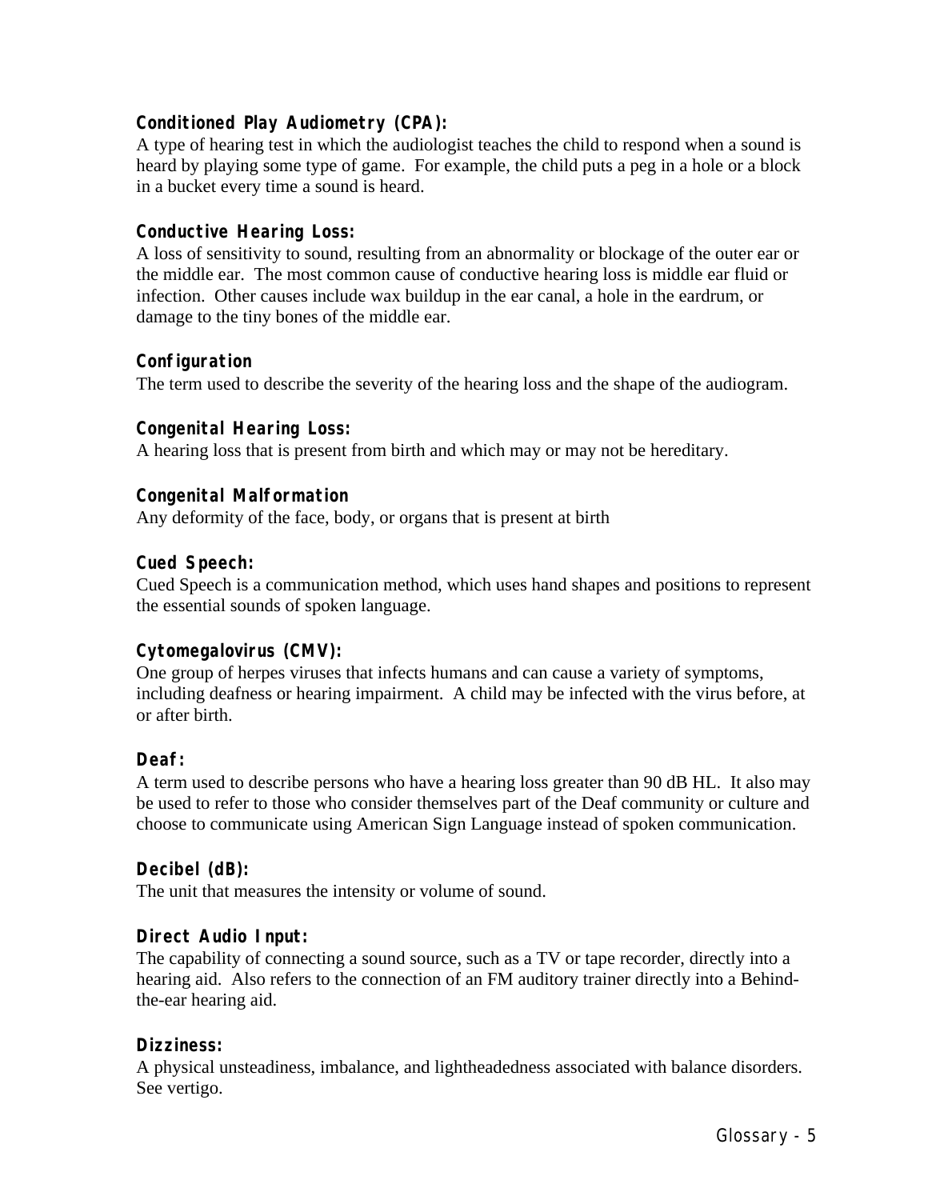**Conditioned Play Audiometry (CPA):**
A type of hearing test in which the audiologist teaches the child to respond when a sound is heard by playing some type of game. For example, the child puts a peg in a hole or a block in a bucket every time a sound is heard.

**Conductive Hearing Loss:**
A loss of sensitivity to sound, resulting from an abnormality or blockage of the outer ear or the middle ear. The most common cause of conductive hearing loss is middle ear fluid or infection. Other causes include wax buildup in the ear canal, a hole in the eardrum, or damage to the tiny bones of the middle ear.

**Configuration**
The term used to describe the severity of the hearing loss and the shape of the audiogram.

**Congenital Hearing Loss:**
A hearing loss that is present from birth and which may or may not be hereditary.

**Congenital Malformation**
Any deformity of the face, body, or organs that is present at birth

**Cued Speech:**
Cued Speech is a communication method, which uses hand shapes and positions to represent the essential sounds of spoken language.

**Cytomegalovirus (CMV):**
One group of herpes viruses that infects humans and can cause a variety of symptoms, including deafness or hearing impairment. A child may be infected with the virus before, at or after birth.

**Deaf:**
A term used to describe persons who have a hearing loss greater than 90 dB HL. It also may be used to refer to those who consider themselves part of the Deaf community or culture and choose to communicate using American Sign Language instead of spoken communication.

**Decibel (dB):**
The unit that measures the intensity or volume of sound.

**Direct Audio Input:**
The capability of connecting a sound source, such as a TV or tape recorder, directly into a hearing aid. Also refers to the connection of an FM auditory trainer directly into a Behind-the-ear hearing aid.

**Dizziness:**
A physical unsteadiness, imbalance, and lightheadedness associated with balance disorders. See vertigo.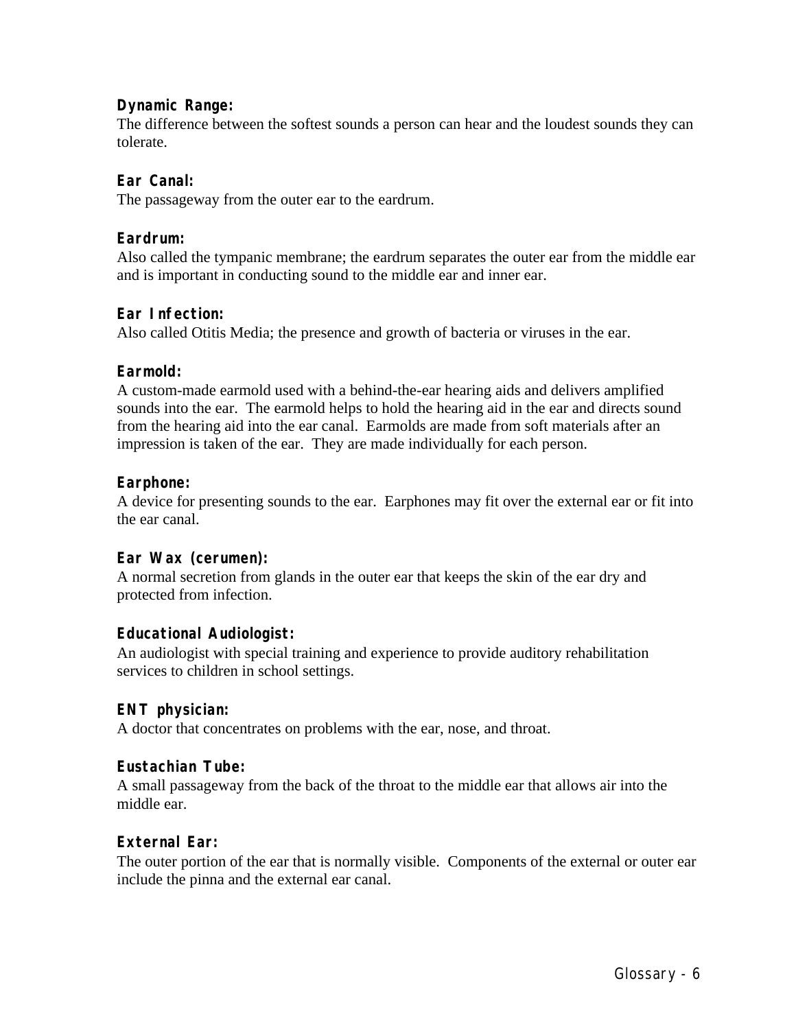**Dynamic Range:**
The difference between the softest sounds a person can hear and the loudest sounds they can tolerate.

**Ear Canal:**
The passageway from the outer ear to the eardrum.

**Eardrum:**
Also called the tympanic membrane; the eardrum separates the outer ear from the middle ear and is important in conducting sound to the middle ear and inner ear.

**Ear Infection:**
Also called Otitis Media; the presence and growth of bacteria or viruses in the ear.

**Earmold:**
A custom-made earmold used with a behind-the-ear hearing aids and delivers amplified sounds into the ear. The earmold helps to hold the hearing aid in the ear and directs sound from the hearing aid into the ear canal. Earmolds are made from soft materials after an impression is taken of the ear. They are made individually for each person.

**Earphone:**
A device for presenting sounds to the ear. Earphones may fit over the external ear or fit into the ear canal.

**Ear Wax (cerumen):**
A normal secretion from glands in the outer ear that keeps the skin of the ear dry and protected from infection.

**Educational Audiologist:**
An audiologist with special training and experience to provide auditory rehabilitation services to children in school settings.

**ENT physician:**
A doctor that concentrates on problems with the ear, nose, and throat.

**Eustachian Tube:**
A small passageway from the back of the throat to the middle ear that allows air into the middle ear.

**External Ear:**
The outer portion of the ear that is normally visible. Components of the external or outer ear include the pinna and the external ear canal.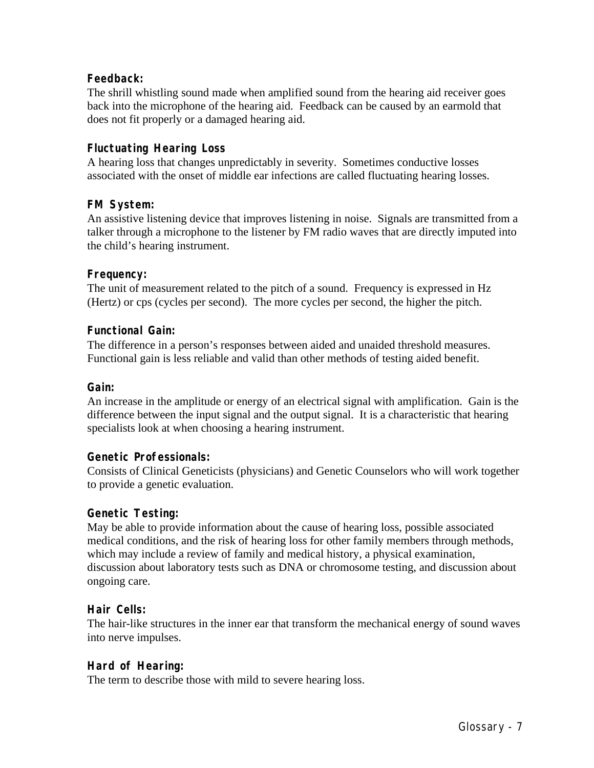**Feedback:**
The shrill whistling sound made when amplified sound from the hearing aid receiver goes back into the microphone of the hearing aid. Feedback can be caused by an earmold that does not fit properly or a damaged hearing aid.

**Fluctuating Hearing Loss**
A hearing loss that changes unpredictably in severity. Sometimes conductive losses associated with the onset of middle ear infections are called fluctuating hearing losses.

**FM System:**
An assistive listening device that improves listening in noise. Signals are transmitted from a talker through a microphone to the listener by FM radio waves that are directly imputed into the child's hearing instrument.

**Frequency:**
The unit of measurement related to the pitch of a sound. Frequency is expressed in Hz (Hertz) or cps (cycles per second). The more cycles per second, the higher the pitch.

**Functional Gain:**
The difference in a person's responses between aided and unaided threshold measures. Functional gain is less reliable and valid than other methods of testing aided benefit.

**Gain:**
An increase in the amplitude or energy of an electrical signal with amplification. Gain is the difference between the input signal and the output signal. It is a characteristic that hearing specialists look at when choosing a hearing instrument.

**Genetic Professionals:**
Consists of Clinical Geneticists (physicians) and Genetic Counselors who will work together to provide a genetic evaluation.

**Genetic Testing:**
May be able to provide information about the cause of hearing loss, possible associated medical conditions, and the risk of hearing loss for other family members through methods, which may include a review of family and medical history, a physical examination, discussion about laboratory tests such as DNA or chromosome testing, and discussion about ongoing care.

**Hair Cells:**
The hair-like structures in the inner ear that transform the mechanical energy of sound waves into nerve impulses.

**Hard of Hearing:**
The term to describe those with mild to severe hearing loss.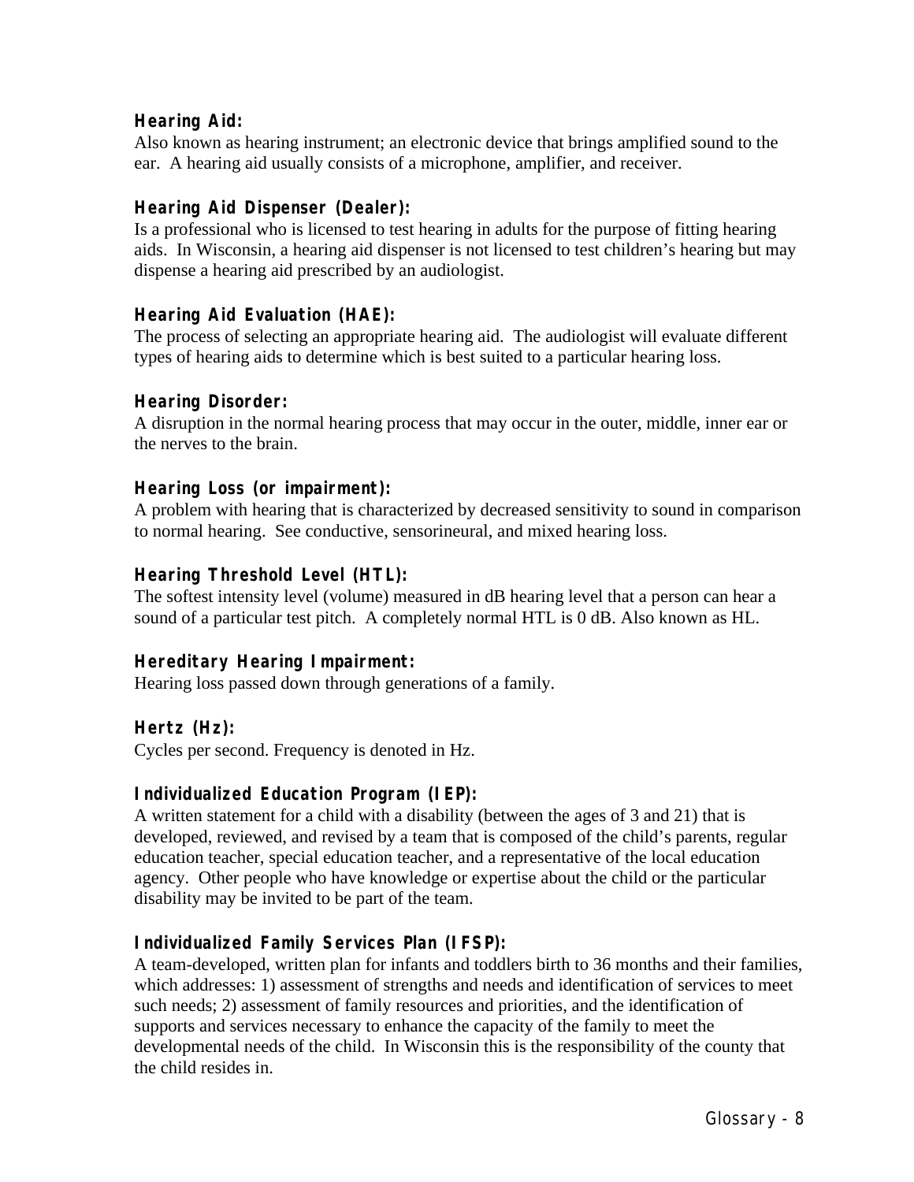**Hearing Aid:**
Also known as hearing instrument; an electronic device that brings amplified sound to the ear. A hearing aid usually consists of a microphone, amplifier, and receiver.

**Hearing Aid Dispenser (Dealer):**
Is a professional who is licensed to test hearing in adults for the purpose of fitting hearing aids. In Wisconsin, a hearing aid dispenser is not licensed to test children's hearing but may dispense a hearing aid prescribed by an audiologist.

**Hearing Aid Evaluation (HAE):**
The process of selecting an appropriate hearing aid. The audiologist will evaluate different types of hearing aids to determine which is best suited to a particular hearing loss.

**Hearing Disorder:**
A disruption in the normal hearing process that may occur in the outer, middle, inner ear or the nerves to the brain.

**Hearing Loss (or impairment):**
A problem with hearing that is characterized by decreased sensitivity to sound in comparison to normal hearing. See conductive, sensorineural, and mixed hearing loss.

**Hearing Threshold Level (HTL):**
The softest intensity level (volume) measured in dB hearing level that a person can hear a sound of a particular test pitch. A completely normal HTL is 0 dB. Also known as HL.

**Hereditary Hearing Impairment:**
Hearing loss passed down through generations of a family.

**Hertz (Hz):**
Cycles per second. Frequency is denoted in Hz.

**Individualized Education Program (IEP):**
A written statement for a child with a disability (between the ages of 3 and 21) that is developed, reviewed, and revised by a team that is composed of the child's parents, regular education teacher, special education teacher, and a representative of the local education agency. Other people who have knowledge or expertise about the child or the particular disability may be invited to be part of the team.

**Individualized Family Services Plan (IFSP):**
A team-developed, written plan for infants and toddlers birth to 36 months and their families, which addresses: 1) assessment of strengths and needs and identification of services to meet such needs; 2) assessment of family resources and priorities, and the identification of supports and services necessary to enhance the capacity of the family to meet the developmental needs of the child. In Wisconsin this is the responsibility of the county that the child resides in.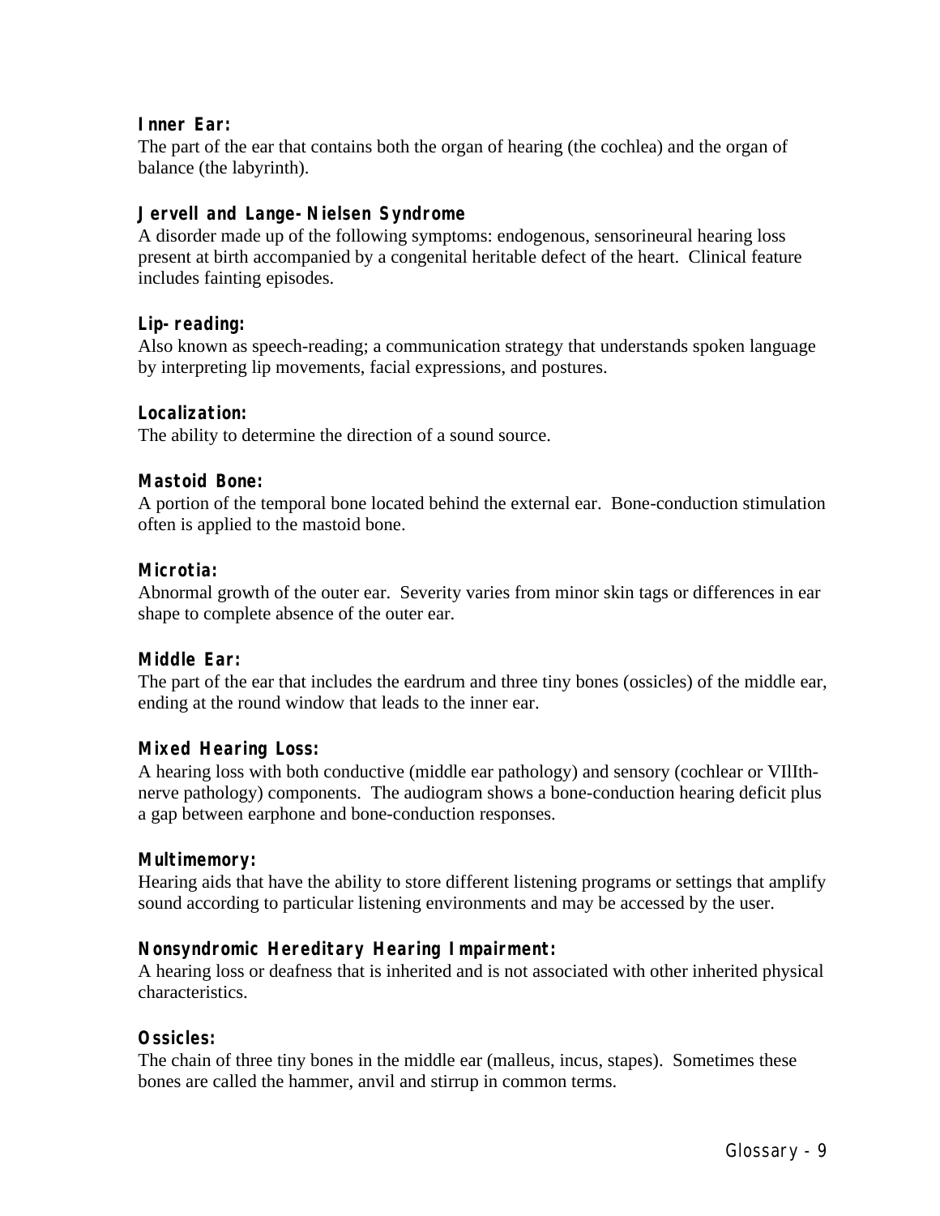**Inner Ear:**
The part of the ear that contains both the organ of hearing (the cochlea) and the organ of balance (the labyrinth).

**Jervell and Lange-Nielsen Syndrome**
A disorder made up of the following symptoms: endogenous, sensorineural hearing loss present at birth accompanied by a congenital heritable defect of the heart. Clinical feature includes fainting episodes.

**Lip-reading:**
Also known as speech-reading; a communication strategy that understands spoken language by interpreting lip movements, facial expressions, and postures.

**Localization:**
The ability to determine the direction of a sound source.

**Mastoid Bone:**
A portion of the temporal bone located behind the external ear. Bone-conduction stimulation often is applied to the mastoid bone.

**Microtia:**
Abnormal growth of the outer ear. Severity varies from minor skin tags or differences in ear shape to complete absence of the outer ear.

**Middle Ear:**
The part of the ear that includes the eardrum and three tiny bones (ossicles) of the middle ear, ending at the round window that leads to the inner ear.

**Mixed Hearing Loss:**
A hearing loss with both conductive (middle ear pathology) and sensory (cochlear or VIIIth-nerve pathology) components. The audiogram shows a bone-conduction hearing deficit plus a gap between earphone and bone-conduction responses.

**Multimemory:**
Hearing aids that have the ability to store different listening programs or settings that amplify sound according to particular listening environments and may be accessed by the user.

**Nonsyndromic Hereditary Hearing Impairment:**
A hearing loss or deafness that is inherited and is not associated with other inherited physical characteristics.

**Ossicles:**
The chain of three tiny bones in the middle ear (malleus, incus, stapes). Sometimes these bones are called the hammer, anvil and stirrup in common terms.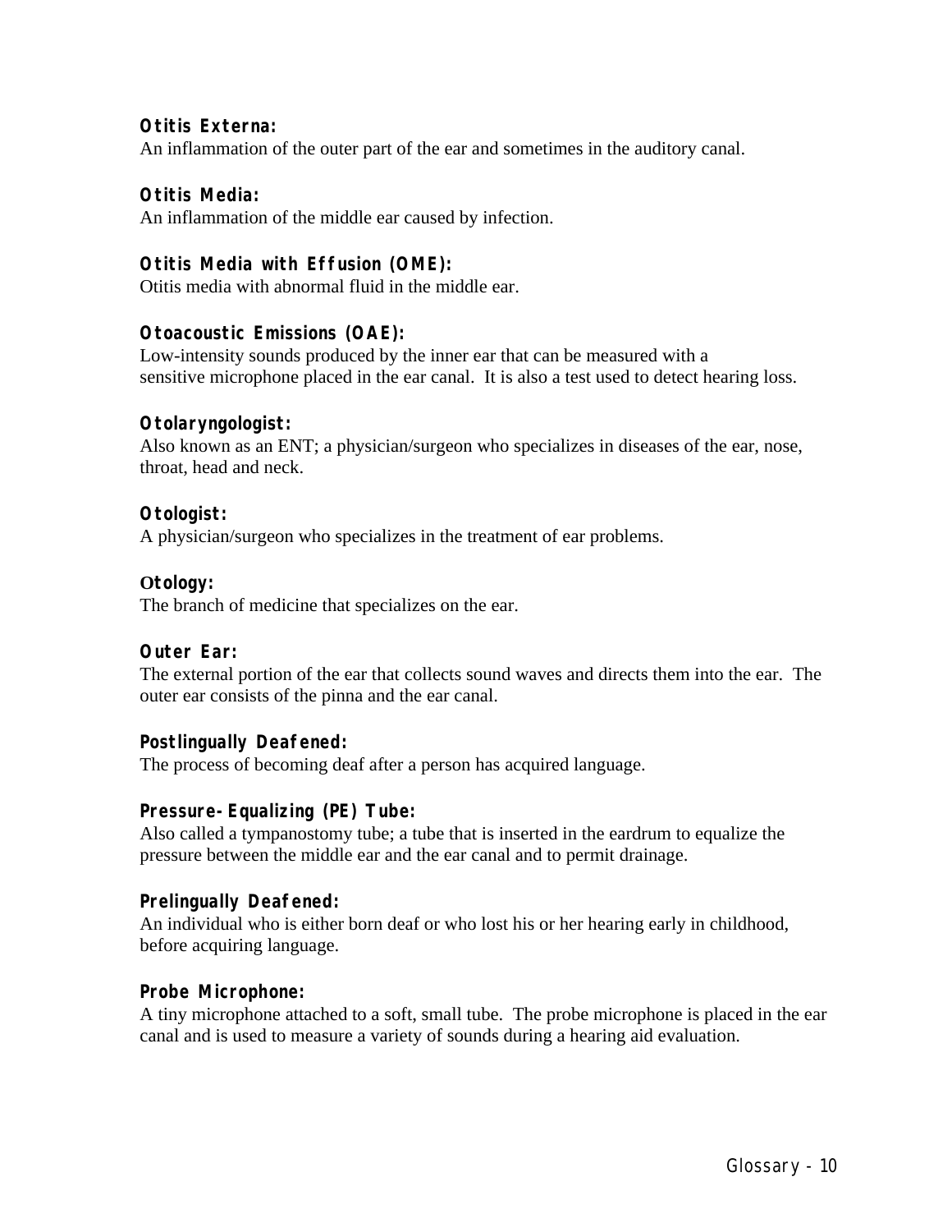**Otitis Externa:**
An inflammation of the outer part of the ear and sometimes in the auditory canal.

**Otitis Media:**
An inflammation of the middle ear caused by infection.

**Otitis Media with Effusion (OME):**
Otitis media with abnormal fluid in the middle ear.

**Otoacoustic Emissions (OAE):**
Low-intensity sounds produced by the inner ear that can be measured with a sensitive microphone placed in the ear canal. It is also a test used to detect hearing loss.

**Otolaryngologist:**
Also known as an ENT; a physician/surgeon who specializes in diseases of the ear, nose, throat, head and neck.

**Otologist:**
A physician/surgeon who specializes in the treatment of ear problems.

**Otology:**
The branch of medicine that specializes on the ear.

**Outer Ear:**
The external portion of the ear that collects sound waves and directs them into the ear. The outer ear consists of the pinna and the ear canal.

**Postlingually Deafened:**
The process of becoming deaf after a person has acquired language.

**Pressure-Equalizing (PE) Tube:**
Also called a tympanostomy tube; a tube that is inserted in the eardrum to equalize the pressure between the middle ear and the ear canal and to permit drainage.

**Prelingually Deafened:**
An individual who is either born deaf or who lost his or her hearing early in childhood, before acquiring language.

**Probe Microphone:**
A tiny microphone attached to a soft, small tube. The probe microphone is placed in the ear canal and is used to measure a variety of sounds during a hearing aid evaluation.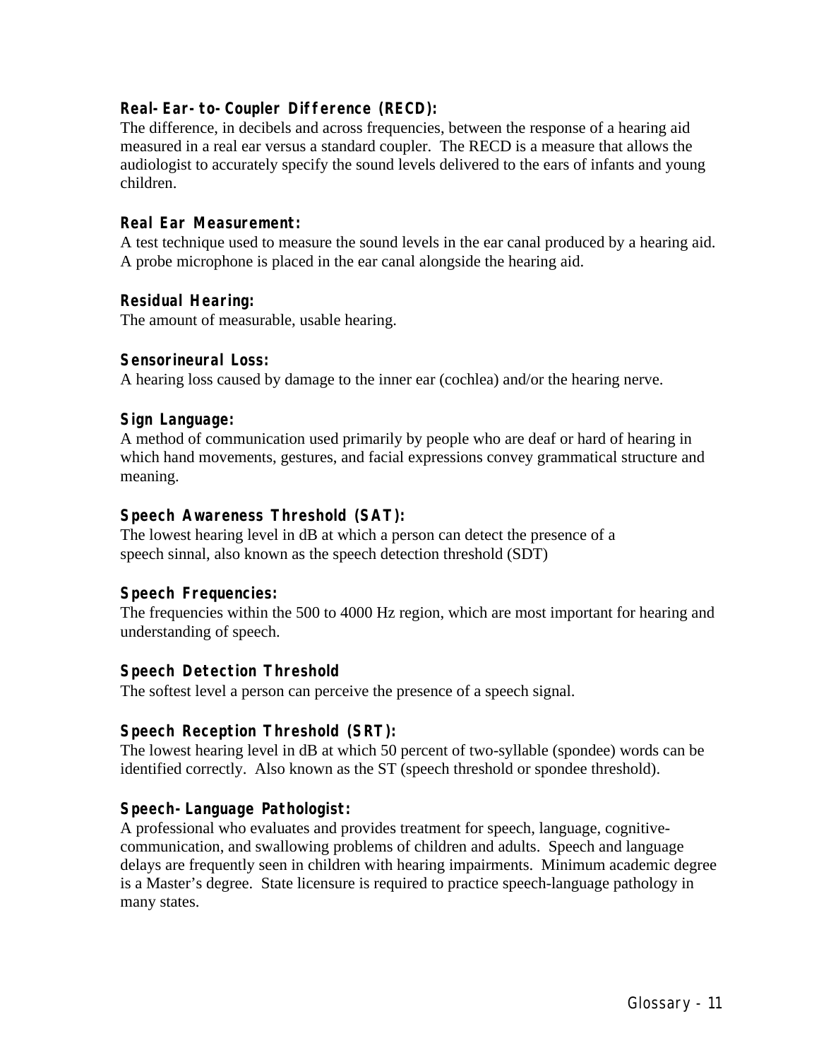**Real-Ear-to-Coupler Difference (RECD):**
The difference, in decibels and across frequencies, between the response of a hearing aid measured in a real ear versus a standard coupler. The RECD is a measure that allows the audiologist to accurately specify the sound levels delivered to the ears of infants and young children.

**Real Ear Measurement:**
A test technique used to measure the sound levels in the ear canal produced by a hearing aid. A probe microphone is placed in the ear canal alongside the hearing aid.

**Residual Hearing:**
The amount of measurable, usable hearing.

**Sensorineural Loss:**
A hearing loss caused by damage to the inner ear (cochlea) and/or the hearing nerve.

**Sign Language:**
A method of communication used primarily by people who are deaf or hard of hearing in which hand movements, gestures, and facial expressions convey grammatical structure and meaning.

**Speech Awareness Threshold (SAT):**
The lowest hearing level in dB at which a person can detect the presence of a speech sinnal, also known as the speech detection threshold (SDT)

**Speech Frequencies:**
The frequencies within the 500 to 4000 Hz region, which are most important for hearing and understanding of speech.

**Speech Detection Threshold**
The softest level a person can perceive the presence of a speech signal.

**Speech Reception Threshold (SRT):**
The lowest hearing level in dB at which 50 percent of two-syllable (spondee) words can be identified correctly. Also known as the ST (speech threshold or spondee threshold).

**Speech-Language Pathologist:**
A professional who evaluates and provides treatment for speech, language, cognitive-communication, and swallowing problems of children and adults. Speech and language delays are frequently seen in children with hearing impairments. Minimum academic degree is a Master's degree. State licensure is required to practice speech-language pathology in many states.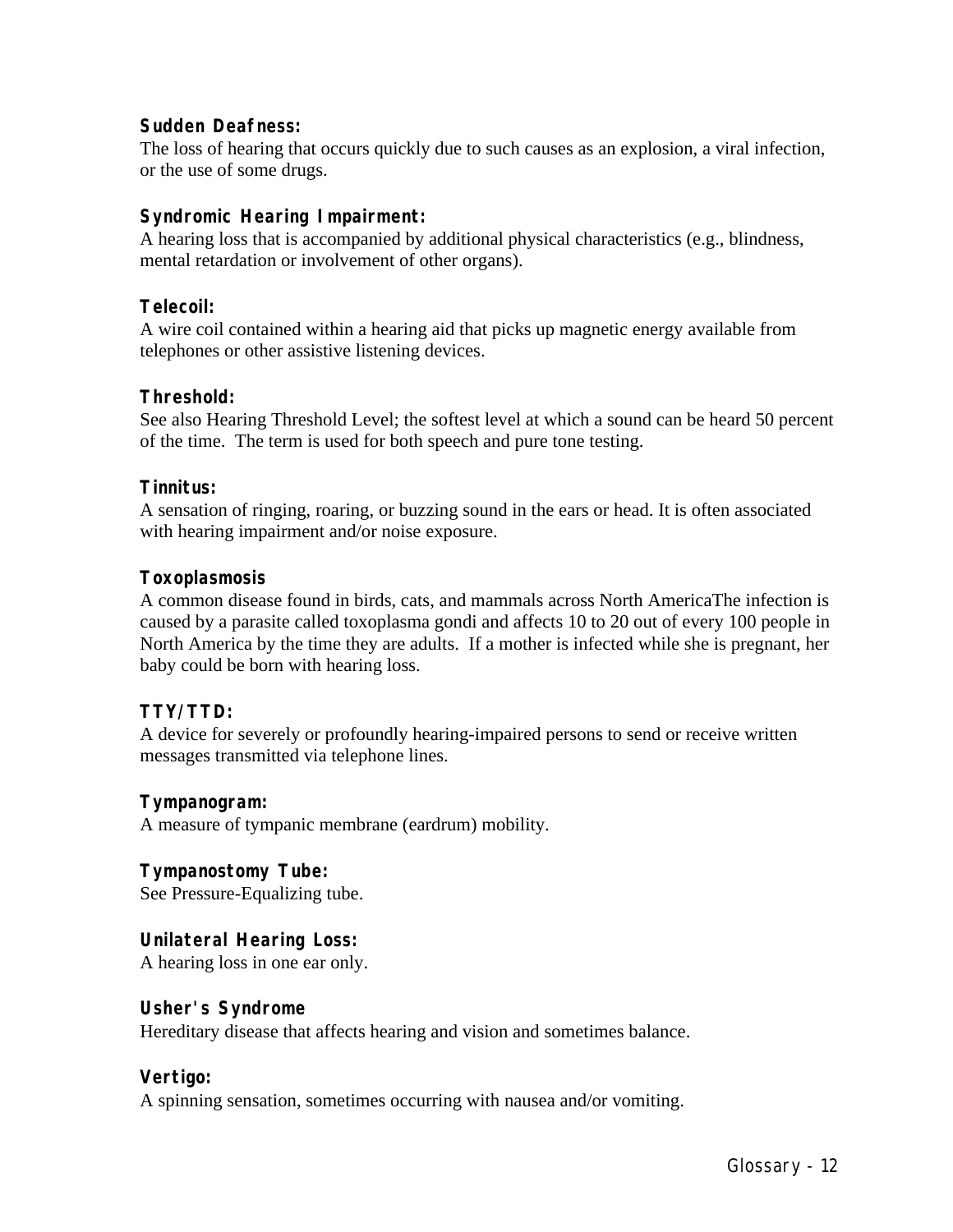**Sudden Deafness:**
The loss of hearing that occurs quickly due to such causes as an explosion, a viral infection, or the use of some drugs.

**Syndromic Hearing Impairment:**
A hearing loss that is accompanied by additional physical characteristics (e.g., blindness, mental retardation or involvement of other organs).

**Telecoil:**
A wire coil contained within a hearing aid that picks up magnetic energy available from telephones or other assistive listening devices.

**Threshold:**
See also Hearing Threshold Level; the softest level at which a sound can be heard 50 percent of the time. The term is used for both speech and pure tone testing.

**Tinnitus:**
A sensation of ringing, roaring, or buzzing sound in the ears or head. It is often associated with hearing impairment and/or noise exposure.

**Toxoplasmosis**
A common disease found in birds, cats, and mammals across North AmericaThe infection is caused by a parasite called toxoplasma gondi and affects 10 to 20 out of every 100 people in North America by the time they are adults. If a mother is infected while she is pregnant, her baby could be born with hearing loss.

**TTY/TTD:**
A device for severely or profoundly hearing-impaired persons to send or receive written messages transmitted via telephone lines.

**Tympanogram:**
A measure of tympanic membrane (eardrum) mobility.

**Tympanostomy Tube:**
See Pressure-Equalizing tube.

**Unilateral Hearing Loss:**
A hearing loss in one ear only.

**Usher's Syndrome**
Hereditary disease that affects hearing and vision and sometimes balance.

**Vertigo:**
A spinning sensation, sometimes occurring with nausea and/or vomiting.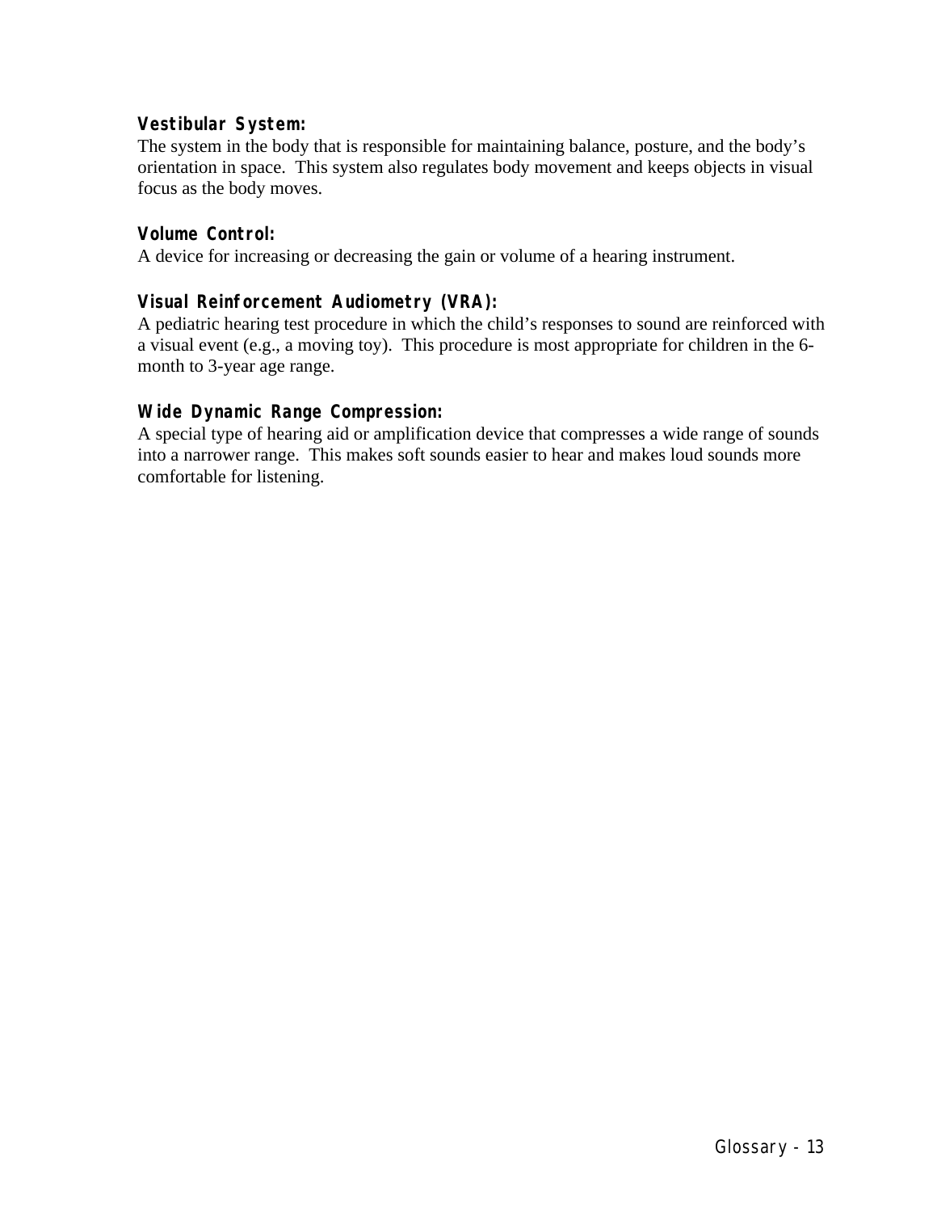**Vestibular System:**
The system in the body that is responsible for maintaining balance, posture, and the body's orientation in space. This system also regulates body movement and keeps objects in visual focus as the body moves.

**Volume Control:**
A device for increasing or decreasing the gain or volume of a hearing instrument.

**Visual Reinforcement Audiometry (VRA):**
A pediatric hearing test procedure in which the child's responses to sound are reinforced with a visual event (e.g., a moving toy). This procedure is most appropriate for children in the 6-month to 3-year age range.

**Wide Dynamic Range Compression:**
A special type of hearing aid or amplification device that compresses a wide range of sounds into a narrower range. This makes soft sounds easier to hear and makes loud sounds more comfortable for listening.